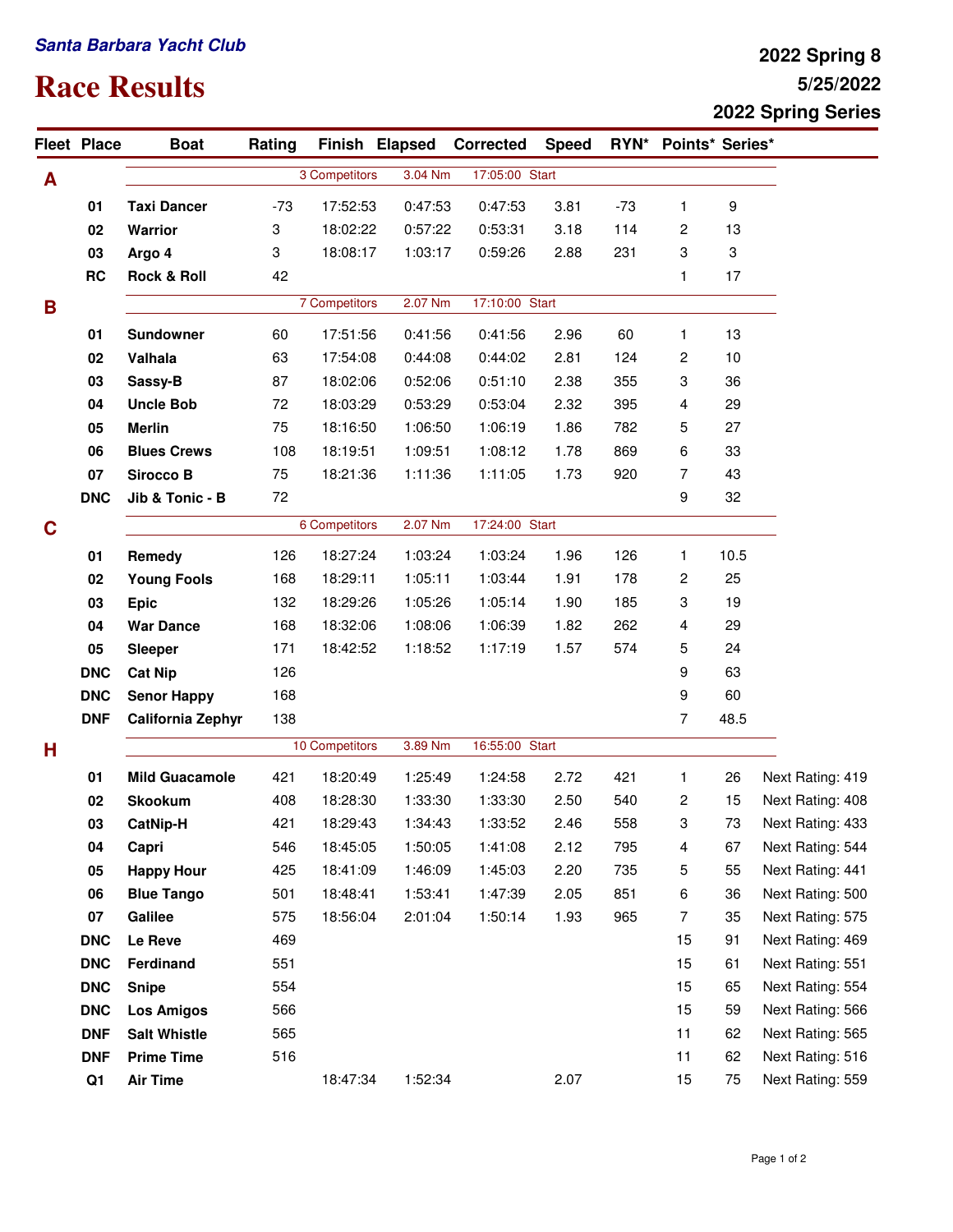*Santa Barbara Yacht Club*

# Race Results

**2022 Spring 8**
**5/25/2022**
**2022 Spring Series**

| Fleet | Place | Boat | Rating | Finish | Elapsed | Corrected | Speed | RYN* | Points* | Series* | |
|---|---|---|---|---|---|---|---|---|---|---|---|
| **A** | | | 3 Competitors | | 3.04 Nm | 17:05:00 Start | | | | | |
| | **01** | **Taxi Dancer** | -73 | 17:52:53 | 0:47:53 | 0:47:53 | 3.81 | -73 | 1 | 9 | |
| | **02** | **Warrior** | 3 | 18:02:22 | 0:57:22 | 0:53:31 | 3.18 | 114 | 2 | 13 | |
| | **03** | **Argo 4** | 3 | 18:08:17 | 1:03:17 | 0:59:26 | 2.88 | 231 | 3 | 3 | |
| | **RC** | **Rock & Roll** | 42 | | | | | | 1 | 17 | |
| **B** | | | 7 Competitors | | 2.07 Nm | 17:10:00 Start | | | | | |
| | **01** | **Sundowner** | 60 | 17:51:56 | 0:41:56 | 0:41:56 | 2.96 | 60 | 1 | 13 | |
| | **02** | **Valhala** | 63 | 17:54:08 | 0:44:08 | 0:44:02 | 2.81 | 124 | 2 | 10 | |
| | **03** | **Sassy-B** | 87 | 18:02:06 | 0:52:06 | 0:51:10 | 2.38 | 355 | 3 | 36 | |
| | **04** | **Uncle Bob** | 72 | 18:03:29 | 0:53:29 | 0:53:04 | 2.32 | 395 | 4 | 29 | |
| | **05** | **Merlin** | 75 | 18:16:50 | 1:06:50 | 1:06:19 | 1.86 | 782 | 5 | 27 | |
| | **06** | **Blues Crews** | 108 | 18:19:51 | 1:09:51 | 1:08:12 | 1.78 | 869 | 6 | 33 | |
| | **07** | **Sirocco B** | 75 | 18:21:36 | 1:11:36 | 1:11:05 | 1.73 | 920 | 7 | 43 | |
| | **DNC** | **Jib & Tonic - B** | 72 | | | | | | 9 | 32 | |
| **C** | | | 6 Competitors | | 2.07 Nm | 17:24:00 Start | | | | | |
| | **01** | **Remedy** | 126 | 18:27:24 | 1:03:24 | 1:03:24 | 1.96 | 126 | 1 | 10.5 | |
| | **02** | **Young Fools** | 168 | 18:29:11 | 1:05:11 | 1:03:44 | 1.91 | 178 | 2 | 25 | |
| | **03** | **Epic** | 132 | 18:29:26 | 1:05:26 | 1:05:14 | 1.90 | 185 | 3 | 19 | |
| | **04** | **War Dance** | 168 | 18:32:06 | 1:08:06 | 1:06:39 | 1.82 | 262 | 4 | 29 | |
| | **05** | **Sleeper** | 171 | 18:42:52 | 1:18:52 | 1:17:19 | 1.57 | 574 | 5 | 24 | |
| | **DNC** | **Cat Nip** | 126 | | | | | | 9 | 63 | |
| | **DNC** | **Senor Happy** | 168 | | | | | | 9 | 60 | |
| | **DNF** | **California Zephyr** | 138 | | | | | | 7 | 48.5 | |
| **H** | | | 10 Competitors | | 3.89 Nm | 16:55:00 Start | | | | | |
| | **01** | **Mild Guacamole** | 421 | 18:20:49 | 1:25:49 | 1:24:58 | 2.72 | 421 | 1 | 26 | Next Rating: 419 |
| | **02** | **Skookum** | 408 | 18:28:30 | 1:33:30 | 1:33:30 | 2.50 | 540 | 2 | 15 | Next Rating: 408 |
| | **03** | **CatNip-H** | 421 | 18:29:43 | 1:34:43 | 1:33:52 | 2.46 | 558 | 3 | 73 | Next Rating: 433 |
| | **04** | **Capri** | 546 | 18:45:05 | 1:50:05 | 1:41:08 | 2.12 | 795 | 4 | 67 | Next Rating: 544 |
| | **05** | **Happy Hour** | 425 | 18:41:09 | 1:46:09 | 1:45:03 | 2.20 | 735 | 5 | 55 | Next Rating: 441 |
| | **06** | **Blue Tango** | 501 | 18:48:41 | 1:53:41 | 1:47:39 | 2.05 | 851 | 6 | 36 | Next Rating: 500 |
| | **07** | **Galilee** | 575 | 18:56:04 | 2:01:04 | 1:50:14 | 1.93 | 965 | 7 | 35 | Next Rating: 575 |
| | **DNC** | **Le Reve** | 469 | | | | | | 15 | 91 | Next Rating: 469 |
| | **DNC** | **Ferdinand** | 551 | | | | | | 15 | 61 | Next Rating: 551 |
| | **DNC** | **Snipe** | 554 | | | | | | 15 | 65 | Next Rating: 554 |
| | **DNC** | **Los Amigos** | 566 | | | | | | 15 | 59 | Next Rating: 566 |
| | **DNF** | **Salt Whistle** | 565 | | | | | | 11 | 62 | Next Rating: 565 |
| | **DNF** | **Prime Time** | 516 | | | | | | 11 | 62 | Next Rating: 516 |
| | **Q1** | **Air Time** | | 18:47:34 | 1:52:34 | | 2.07 | | 15 | 75 | Next Rating: 559 |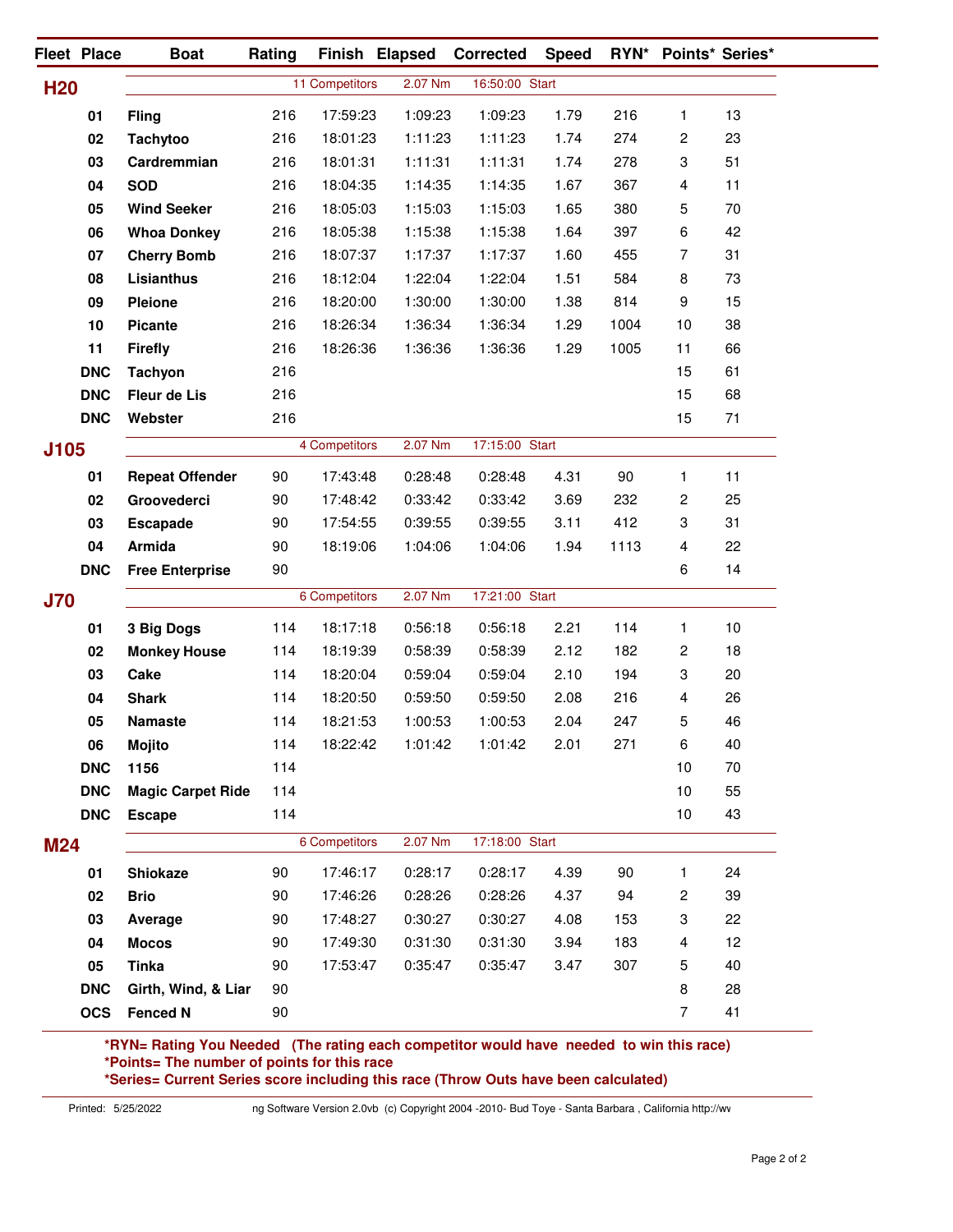| Fleet | Place | Boat | Rating | Finish | Elapsed | Corrected | Speed | RYN* | Points* | Series* |
|---|---|---|---|---|---|---|---|---|---|---|
| **H20** | | | | 11 Competitors | 2.07 Nm | 16:50:00 Start | | | | |
| | 01 | **Fling** | 216 | 17:59:23 | 1:09:23 | 1:09:23 | 1.79 | 216 | 1 | 13 |
| | 02 | **Tachytoo** | 216 | 18:01:23 | 1:11:23 | 1:11:23 | 1.74 | 274 | 2 | 23 |
| | 03 | **Cardremmian** | 216 | 18:01:31 | 1:11:31 | 1:11:31 | 1.74 | 278 | 3 | 51 |
| | 04 | **SOD** | 216 | 18:04:35 | 1:14:35 | 1:14:35 | 1.67 | 367 | 4 | 11 |
| | 05 | **Wind Seeker** | 216 | 18:05:03 | 1:15:03 | 1:15:03 | 1.65 | 380 | 5 | 70 |
| | 06 | **Whoa Donkey** | 216 | 18:05:38 | 1:15:38 | 1:15:38 | 1.64 | 397 | 6 | 42 |
| | 07 | **Cherry Bomb** | 216 | 18:07:37 | 1:17:37 | 1:17:37 | 1.60 | 455 | 7 | 31 |
| | 08 | **Lisianthus** | 216 | 18:12:04 | 1:22:04 | 1:22:04 | 1.51 | 584 | 8 | 73 |
| | 09 | **Pleione** | 216 | 18:20:00 | 1:30:00 | 1:30:00 | 1.38 | 814 | 9 | 15 |
| | 10 | **Picante** | 216 | 18:26:34 | 1:36:34 | 1:36:34 | 1.29 | 1004 | 10 | 38 |
| | 11 | **Firefly** | 216 | 18:26:36 | 1:36:36 | 1:36:36 | 1.29 | 1005 | 11 | 66 |
| | DNC | **Tachyon** | 216 | | | | | | 15 | 61 |
| | DNC | **Fleur de Lis** | 216 | | | | | | 15 | 68 |
| | DNC | **Webster** | 216 | | | | | | 15 | 71 |
| **J105** | | | | 4 Competitors | 2.07 Nm | 17:15:00 Start | | | | |
| | 01 | **Repeat Offender** | 90 | 17:43:48 | 0:28:48 | 0:28:48 | 4.31 | 90 | 1 | 11 |
| | 02 | **Groovederci** | 90 | 17:48:42 | 0:33:42 | 0:33:42 | 3.69 | 232 | 2 | 25 |
| | 03 | **Escapade** | 90 | 17:54:55 | 0:39:55 | 0:39:55 | 3.11 | 412 | 3 | 31 |
| | 04 | **Armida** | 90 | 18:19:06 | 1:04:06 | 1:04:06 | 1.94 | 1113 | 4 | 22 |
| | DNC | **Free Enterprise** | 90 | | | | | | 6 | 14 |
| **J70** | | | | 6 Competitors | 2.07 Nm | 17:21:00 Start | | | | |
| | 01 | **3 Big Dogs** | 114 | 18:17:18 | 0:56:18 | 0:56:18 | 2.21 | 114 | 1 | 10 |
| | 02 | **Monkey House** | 114 | 18:19:39 | 0:58:39 | 0:58:39 | 2.12 | 182 | 2 | 18 |
| | 03 | **Cake** | 114 | 18:20:04 | 0:59:04 | 0:59:04 | 2.10 | 194 | 3 | 20 |
| | 04 | **Shark** | 114 | 18:20:50 | 0:59:50 | 0:59:50 | 2.08 | 216 | 4 | 26 |
| | 05 | **Namaste** | 114 | 18:21:53 | 1:00:53 | 1:00:53 | 2.04 | 247 | 5 | 46 |
| | 06 | **Mojito** | 114 | 18:22:42 | 1:01:42 | 1:01:42 | 2.01 | 271 | 6 | 40 |
| | DNC | **1156** | 114 | | | | | | 10 | 70 |
| | DNC | **Magic Carpet Ride** | 114 | | | | | | 10 | 55 |
| | DNC | **Escape** | 114 | | | | | | 10 | 43 |
| **M24** | | | | 6 Competitors | 2.07 Nm | 17:18:00 Start | | | | |
| | 01 | **Shiokaze** | 90 | 17:46:17 | 0:28:17 | 0:28:17 | 4.39 | 90 | 1 | 24 |
| | 02 | **Brio** | 90 | 17:46:26 | 0:28:26 | 0:28:26 | 4.37 | 94 | 2 | 39 |
| | 03 | **Average** | 90 | 17:48:27 | 0:30:27 | 0:30:27 | 4.08 | 153 | 3 | 22 |
| | 04 | **Mocos** | 90 | 17:49:30 | 0:31:30 | 0:31:30 | 3.94 | 183 | 4 | 12 |
| | 05 | **Tinka** | 90 | 17:53:47 | 0:35:47 | 0:35:47 | 3.47 | 307 | 5 | 40 |
| | DNC | **Girth, Wind, & Liar** | 90 | | | | | | 8 | 28 |
| | OCS | **Fenced N** | 90 | | | | | | 7 | 41 |

**\*RYN= Rating You Needed (The rating each competitor would have needed to win this race)**
**\*Points= The number of points for this race**
**\*Series= Current Series score including this race (Throw Outs have been calculated)**

Printed: 5/25/2022 ng Software Version 2.0vb (c) Copyright 2004 -2010- Bud Toye - Santa Barbara , California http://wv